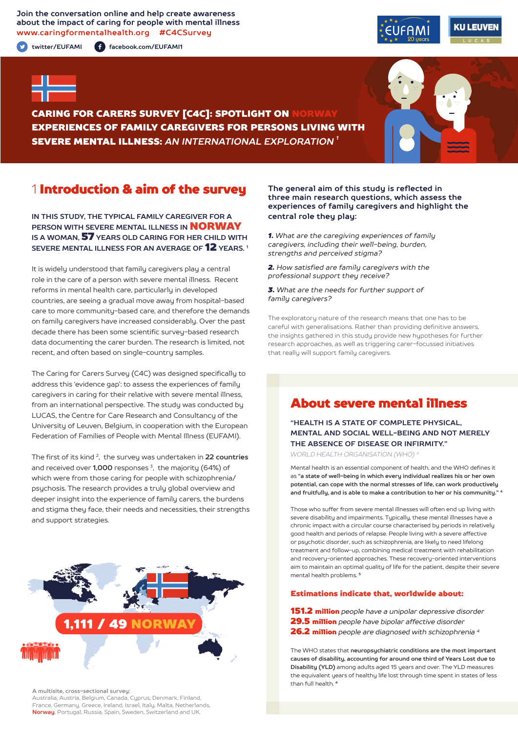Join the conversation online and help create awareness about the impact of caring for people with mental illness
www.caringformentalhealth.org #C4CSurvey

twitter/EUFAMI facebook.com/EUFAMI1

# CARING FOR CARERS SURVEY [C4C]: SPOTLIGHT ON NORWAY EXPERIENCES OF FAMILY CAREGIVERS FOR PERSONS LIVING WITH SEVERE MENTAL ILLNESS: *AN INTERNATIONAL EXPLORATION* [1]

## 1 Introduction & aim of the survey

**IN THIS STUDY, THE TYPICAL FAMILY CAREGIVER FOR A PERSON WITH SEVERE MENTAL ILLNESS IN NORWAY IS A WOMAN, 57 YEARS OLD CARING FOR HER CHILD WITH SEVERE MENTAL ILLNESS FOR AN AVERAGE OF 12 YEARS.** [1]

It is widely understood that family caregivers play a central role in the care of a person with severe mental illness. Recent reforms in mental health care, particularly in developed countries, are seeing a gradual move away from hospital-based care to more community-based care, and therefore the demands on family caregivers have increased considerably. Over the past decade there has been some scientific survey-based research data documenting the carer burden. The research is limited, not recent, and often based on single-country samples.

The Caring for Carers Survey (C4C) was designed specifically to address this 'evidence gap': to assess the experiences of family caregivers in caring for their relative with severe mental illness, from an international perspective. The study was conducted by LUCAS, the Centre for Care Research and Consultancy of the University of Leuven, Belgium, in cooperation with the European Federation of Families of People with Mental Illness (EUFAMI).

The first of its kind [2], the survey was undertaken in **22 countries** and received over **1,000** responses [3], the majority (64%) of which were from those caring for people with schizophrenia/psychosis. The research provides a truly global overview and deeper insight into the experience of family carers, the burdens and stigma they face, their needs and necessities, their strengths and support strategies.

**1,111 / 49 NORWAY**

**A multisite, cross-sectional survey:**
Australia, Austria, Belgium, Canada, Cyprus, Denmark, Finland, France, Germany, Greece, Ireland, Israel, Italy, Malta, Netherlands, **Norway**, Portugal, Russia, Spain, Sweden, Switzerland and UK.

**The general aim of this study is reflected in three main research questions, which assess the experiences of family caregivers and highlight the central role they play:**

***1.*** *What are the caregiving experiences of family caregivers, including their well-being, burden, strengths and perceived stigma?*

***2.*** *How satisfied are family caregivers with the professional support they receive?*

***3.*** *What are the needs for further support of family caregivers?*

The exploratory nature of the research means that one has to be careful with generalisations. Rather than providing definitive answers, the insights gathered in this study provide new hypotheses for further research approaches, as well as triggering carer-focussed initiatives that really will support family caregivers.

## About severe mental illness

**"HEALTH IS A STATE OF COMPLETE PHYSICAL, MENTAL AND SOCIAL WELL-BEING AND NOT MERELY THE ABSENCE OF DISEASE OR INFIRMITY."**
*WORLD HEALTH ORGANISATION (WHO)* [4]

Mental health is an essential component of health, and the WHO defines it as **"a state of well-being in which every individual realizes his or her own potential, can cope with the normal stresses of life, can work productively and fruitfully, and is able to make a contribution to her or his community."** [4]

Those who suffer from severe mental illnesses will often end up living with severe disability and impairments. Typically, these mental illnesses have a chronic impact with a circular course characterised by periods in relatively good health and periods of relapse. People living with a severe affective or psychotic disorder, such as schizophrenia, are likely to need lifelong treatment and follow-up, combining medical treatment with rehabilitation and recovery-oriented approaches. These recovery-oriented interventions aim to maintain an optimal quality of life for the patient, despite their severe mental health problems. [5]

**Estimations indicate that, worldwide about:**

**151.2 million** *people have a unipolar depressive disorder*
**29.5 million** *people have bipolar affective disorder*
**26.2 million** *people are diagnosed with schizophrenia* [4]

The WHO states that **neuropsychiatric conditions are the most important causes of disability, accounting for around one third of Years Lost due to Disability (YLD)** among adults aged 15 years and over. The YLD measures the equivalent years of healthy life lost through time spent in states of less than full health. [4]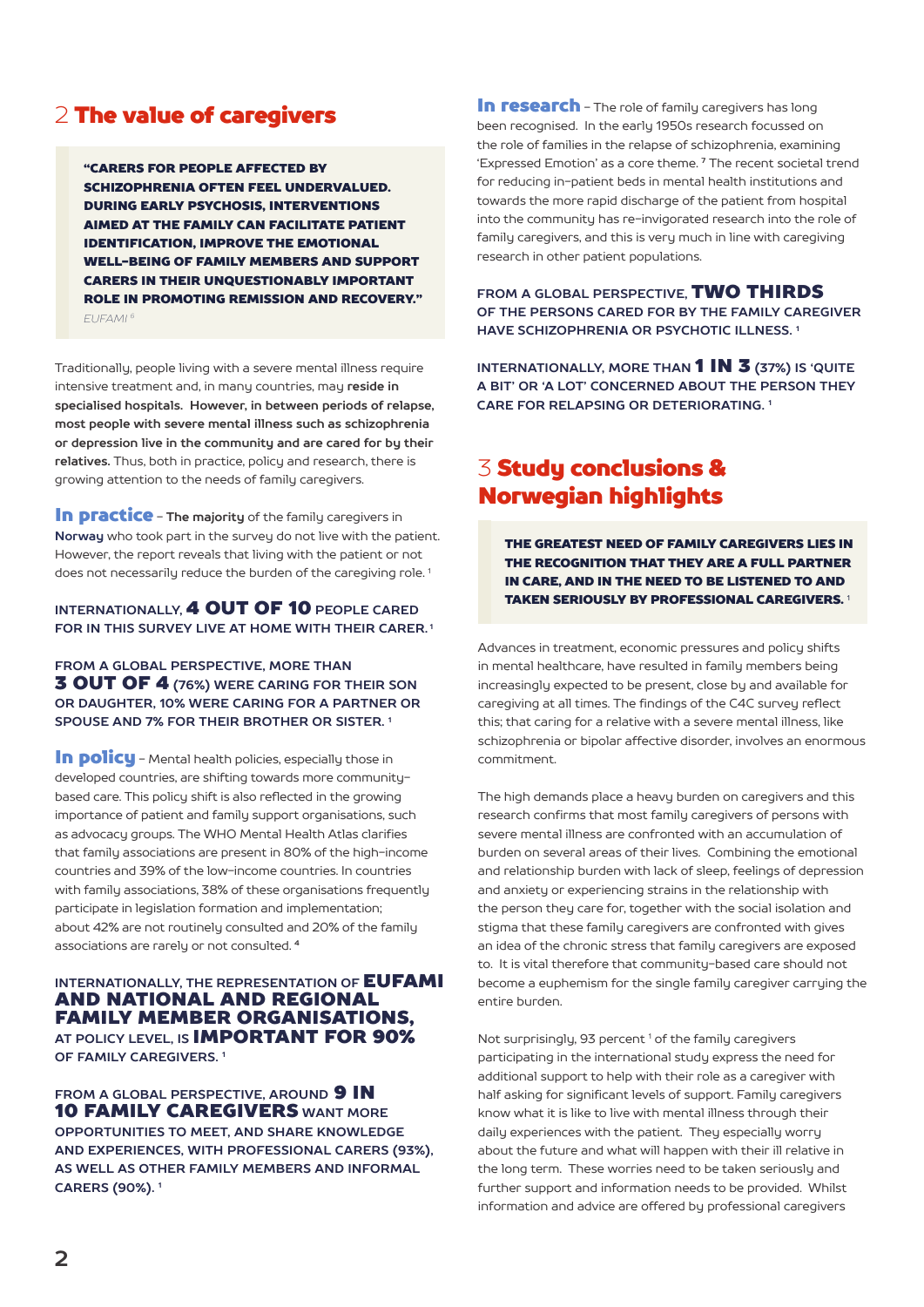## 2 The value of caregivers

> **"CARERS FOR PEOPLE AFFECTED BY SCHIZOPHRENIA OFTEN FEEL UNDERVALUED. DURING EARLY PSYCHOSIS, INTERVENTIONS AIMED AT THE FAMILY CAN FACILITATE PATIENT IDENTIFICATION, IMPROVE THE EMOTIONAL WELL-BEING OF FAMILY MEMBERS AND SUPPORT CARERS IN THEIR UNQUESTIONABLY IMPORTANT ROLE IN PROMOTING REMISSION AND RECOVERY."**
>
> *EUFAMI* [8]

Traditionally, people living with a severe mental illness require intensive treatment and, in many countries, may **reside in specialised hospitals. However, in between periods of relapse, most people with severe mental illness such as schizophrenia or depression live in the community and are cared for by their relatives.** Thus, both in practice, policy and research, there is growing attention to the needs of family caregivers.

**In practice** – **The majority** of the family caregivers in **Norway** who took part in the survey do not live with the patient. However, the report reveals that living with the patient or not does not necessarily reduce the burden of the caregiving role. [1]

**INTERNATIONALLY, 4 OUT OF 10 PEOPLE CARED FOR IN THIS SURVEY LIVE AT HOME WITH THEIR CARER.** [1]

**FROM A GLOBAL PERSPECTIVE, MORE THAN 3 OUT OF 4 (76%) WERE CARING FOR THEIR SON OR DAUGHTER, 10% WERE CARING FOR A PARTNER OR SPOUSE AND 7% FOR THEIR BROTHER OR SISTER.** [1]

**In policy** – Mental health policies, especially those in developed countries, are shifting towards more community-based care. This policy shift is also reflected in the growing importance of patient and family support organisations, such as advocacy groups. The WHO Mental Health Atlas clarifies that family associations are present in 80% of the high-income countries and 39% of the low-income countries. In countries with family associations, 38% of these organisations frequently participate in legislation formation and implementation; about 42% are not routinely consulted and 20% of the family associations are rarely or not consulted. [4]

**INTERNATIONALLY, THE REPRESENTATION OF EUFAMI AND NATIONAL AND REGIONAL FAMILY MEMBER ORGANISATIONS, AT POLICY LEVEL, IS IMPORTANT FOR 90% OF FAMILY CAREGIVERS.** [1]

**FROM A GLOBAL PERSPECTIVE, AROUND 9 IN 10 FAMILY CAREGIVERS WANT MORE OPPORTUNITIES TO MEET, AND SHARE KNOWLEDGE AND EXPERIENCES, WITH PROFESSIONAL CARERS (93%), AS WELL AS OTHER FAMILY MEMBERS AND INFORMAL CARERS (90%).** [1]

**In research** – The role of family caregivers has long been recognised. In the early 1950s research focussed on the role of families in the relapse of schizophrenia, examining 'Expressed Emotion' as a core theme. [7] The recent societal trend for reducing in-patient beds in mental health institutions and towards the more rapid discharge of the patient from hospital into the community has re-invigorated research into the role of family caregivers, and this is very much in line with caregiving research in other patient populations.

**FROM A GLOBAL PERSPECTIVE, TWO THIRDS OF THE PERSONS CARED FOR BY THE FAMILY CAREGIVER HAVE SCHIZOPHRENIA OR PSYCHOTIC ILLNESS.** [1]

**INTERNATIONALLY, MORE THAN 1 IN 3 (37%) IS 'QUITE A BIT' OR 'A LOT' CONCERNED ABOUT THE PERSON THEY CARE FOR RELAPSING OR DETERIORATING.** [1]

## 3 Study conclusions & Norwegian highlights

> **THE GREATEST NEED OF FAMILY CAREGIVERS LIES IN THE RECOGNITION THAT THEY ARE A FULL PARTNER IN CARE, AND IN THE NEED TO BE LISTENED TO AND TAKEN SERIOUSLY BY PROFESSIONAL CAREGIVERS.** [1]

Advances in treatment, economic pressures and policy shifts in mental healthcare, have resulted in family members being increasingly expected to be present, close by and available for caregiving at all times. The findings of the C4C survey reflect this; that caring for a relative with a severe mental illness, like schizophrenia or bipolar affective disorder, involves an enormous commitment.

The high demands place a heavy burden on caregivers and this research confirms that most family caregivers of persons with severe mental illness are confronted with an accumulation of burden on several areas of their lives. Combining the emotional and relationship burden with lack of sleep, feelings of depression and anxiety or experiencing strains in the relationship with the person they care for, together with the social isolation and stigma that these family caregivers are confronted with gives an idea of the chronic stress that family caregivers are exposed to. It is vital therefore that community-based care should not become a euphemism for the single family caregiver carrying the entire burden.

Not surprisingly, 93 percent [1] of the family caregivers participating in the international study express the need for additional support to help with their role as a caregiver with half asking for significant levels of support. Family caregivers know what it is like to live with mental illness through their daily experiences with the patient. They especially worry about the future and what will happen with their ill relative in the long term. These worries need to be taken seriously and further support and information needs to be provided. Whilst information and advice are offered by professional caregivers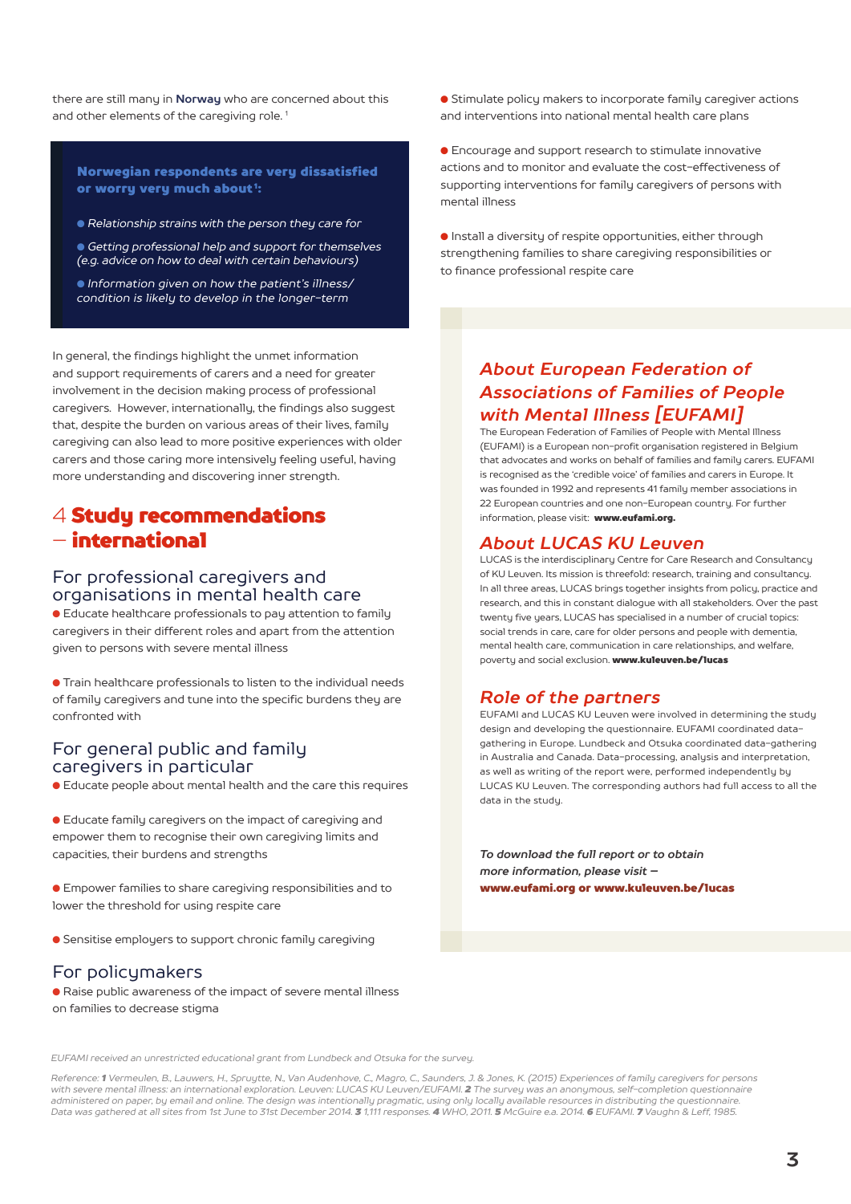there are still many in **Norway** who are concerned about this and other elements of the caregiving role.[1]

**Norwegian respondents are very dissatisfied or worry very much about[1]:**

- *Relationship strains with the person they care for*
- *Getting professional help and support for themselves (e.g. advice on how to deal with certain behaviours)*
- *Information given on how the patient's illness/ condition is likely to develop in the longer-term*

In general, the findings highlight the unmet information and support requirements of carers and a need for greater involvement in the decision making process of professional caregivers. However, internationally, the findings also suggest that, despite the burden on various areas of their lives, family caregiving can also lead to more positive experiences with older carers and those caring more intensively feeling useful, having more understanding and discovering inner strength.

## 4 Study recommendations – international

### For professional caregivers and organisations in mental health care

- Educate healthcare professionals to pay attention to family caregivers in their different roles and apart from the attention given to persons with severe mental illness
- Train healthcare professionals to listen to the individual needs of family caregivers and tune into the specific burdens they are confronted with

### For general public and family caregivers in particular

- Educate people about mental health and the care this requires
- Educate family caregivers on the impact of caregiving and empower them to recognise their own caregiving limits and capacities, their burdens and strengths
- Empower families to share caregiving responsibilities and to lower the threshold for using respite care
- Sensitise employers to support chronic family caregiving

### For policymakers

- Raise public awareness of the impact of severe mental illness on families to decrease stigma
- Stimulate policy makers to incorporate family caregiver actions and interventions into national mental health care plans
- Encourage and support research to stimulate innovative actions and to monitor and evaluate the cost-effectiveness of supporting interventions for family caregivers of persons with mental illness
- Install a diversity of respite opportunities, either through strengthening families to share caregiving responsibilities or to finance professional respite care

## About European Federation of Associations of Families of People with Mental Illness [EUFAMI]

The European Federation of Families of People with Mental Illness (EUFAMI) is a European non-profit organisation registered in Belgium that advocates and works on behalf of families and family carers. EUFAMI is recognised as the 'credible voice' of families and carers in Europe. It was founded in 1992 and represents 41 family member associations in 22 European countries and one non-European country. For further information, please visit: **www.eufami.org.**

## About LUCAS KU Leuven

LUCAS is the interdisciplinary Centre for Care Research and Consultancy of KU Leuven. Its mission is threefold: research, training and consultancy. In all three areas, LUCAS brings together insights from policy, practice and research, and this in constant dialogue with all stakeholders. Over the past twenty five years, LUCAS has specialised in a number of crucial topics: social trends in care, care for older persons and people with dementia, mental health care, communication in care relationships, and welfare, poverty and social exclusion. **www.kuleuven.be/lucas**

## Role of the partners

EUFAMI and LUCAS KU Leuven were involved in determining the study design and developing the questionnaire. EUFAMI coordinated data-gathering in Europe. Lundbeck and Otsuka coordinated data-gathering in Australia and Canada. Data-processing, analysis and interpretation, as well as writing of the report were, performed independently by LUCAS KU Leuven. The corresponding authors had full access to all the data in the study.

***To download the full report or to obtain more information, please visit – www.eufami.org or www.kuleuven.be/lucas***

*EUFAMI received an unrestricted educational grant from Lundbeck and Otsuka for the survey.*

*Reference: **1** Vermeulen, B., Lauwers, H., Spruytte, N., Van Audenhove, C., Magro, C., Saunders, J. & Jones, K. (2015) Experiences of family caregivers for persons with severe mental illness: an international exploration. Leuven: LUCAS KU Leuven/EUFAMI. **2** The survey was an anonymous, self-completion questionnaire administered on paper, by email and online. The design was intentionally pragmatic, using only locally available resources in distributing the questionnaire. Data was gathered at all sites from 1st June to 31st December 2014. **3** 1,111 responses. **4** WHO, 2011. **5** McGuire e.a. 2014. **6** EUFAMI. **7** Vaughn & Leff, 1985.*